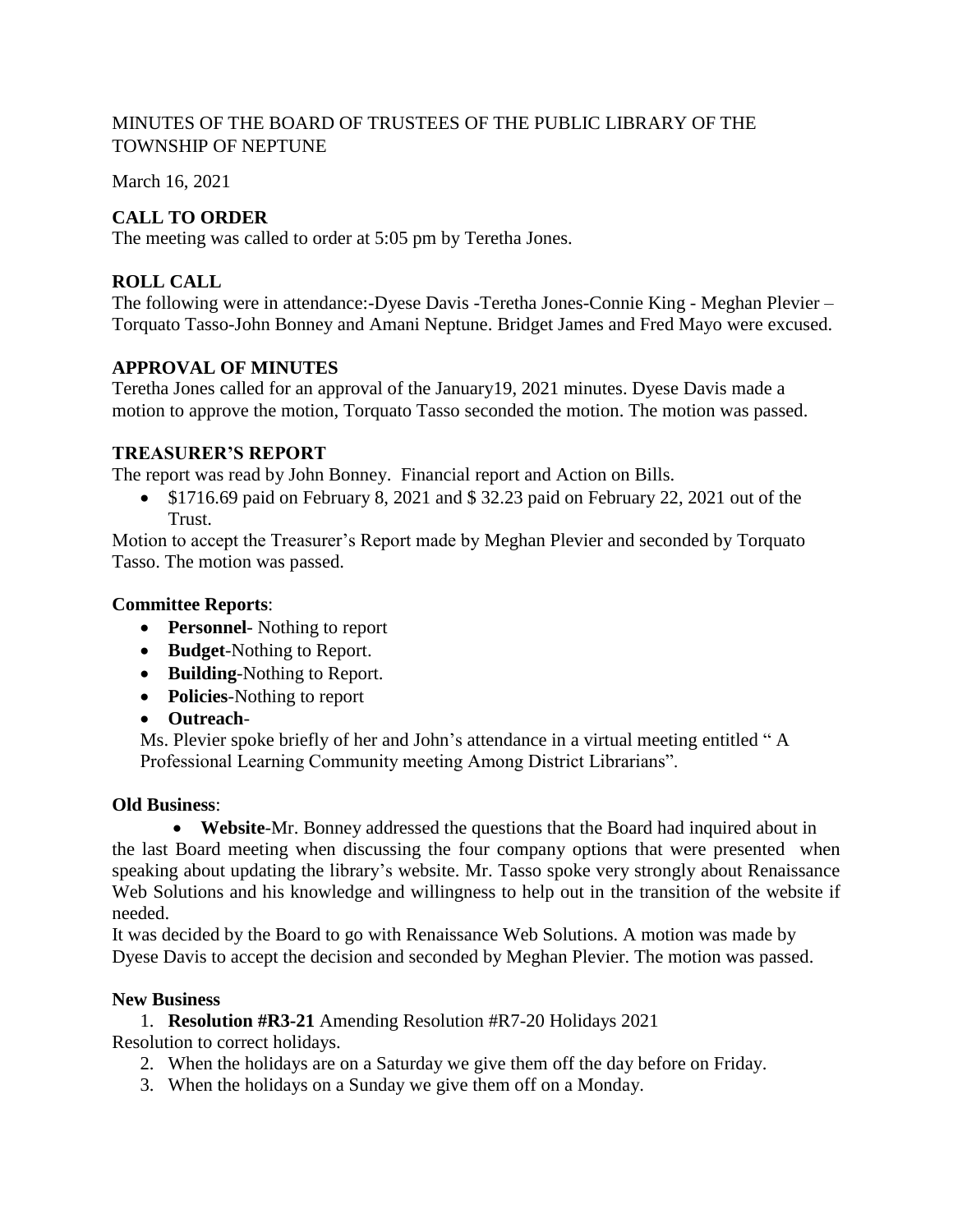MINUTES OF THE BOARD OF TRUSTEES OF THE PUBLIC LIBRARY OF THE TOWNSHIP OF NEPTUNE

March 16, 2021

## CALL TO ORDER

The meeting was called to order at 5:05 pm by Teretha Jones.

## ROLL CALL

The following were in attendance:-Dyese Davis -Teretha Jones-Connie King - Meghan Plevier – Torquato Tasso-John Bonney and Amani Neptune. Bridget James and Fred Mayo were excused.

## APPROVAL OF MINUTES

Teretha Jones called for an approval of the January19, 2021 minutes. Dyese Davis made a motion to approve the motion, Torquato Tasso seconded the motion. The motion was passed.

## TREASURER'S REPORT

The report was read by John Bonney. Financial report and Action on Bills.

- $1716.69 paid on February 8, 2021 and $ 32.23 paid on February 22, 2021 out of the Trust.

Motion to accept the Treasurer's Report made by Meghan Plevier and seconded by Torquato Tasso. The motion was passed.

**Committee Reports**:

- **Personnel**- Nothing to report
- **Budget**-Nothing to Report.
- **Building**-Nothing to Report.
- **Policies**-Nothing to report
- **Outreach**-

Ms. Plevier spoke briefly of her and John's attendance in a virtual meeting entitled " A Professional Learning Community meeting Among District Librarians".

**Old Business**:

- **Website**-Mr. Bonney addressed the questions that the Board had inquired about in the last Board meeting when discussing the four company options that were presented when speaking about updating the library's website. Mr. Tasso spoke very strongly about Renaissance Web Solutions and his knowledge and willingness to help out in the transition of the website if needed.

It was decided by the Board to go with Renaissance Web Solutions. A motion was made by Dyese Davis to accept the decision and seconded by Meghan Plevier. The motion was passed.

**New Business**

1. **Resolution #R3-21** Amending Resolution #R7-20 Holidays 2021

Resolution to correct holidays.

2. When the holidays are on a Saturday we give them off the day before on Friday.
3. When the holidays on a Sunday we give them off on a Monday.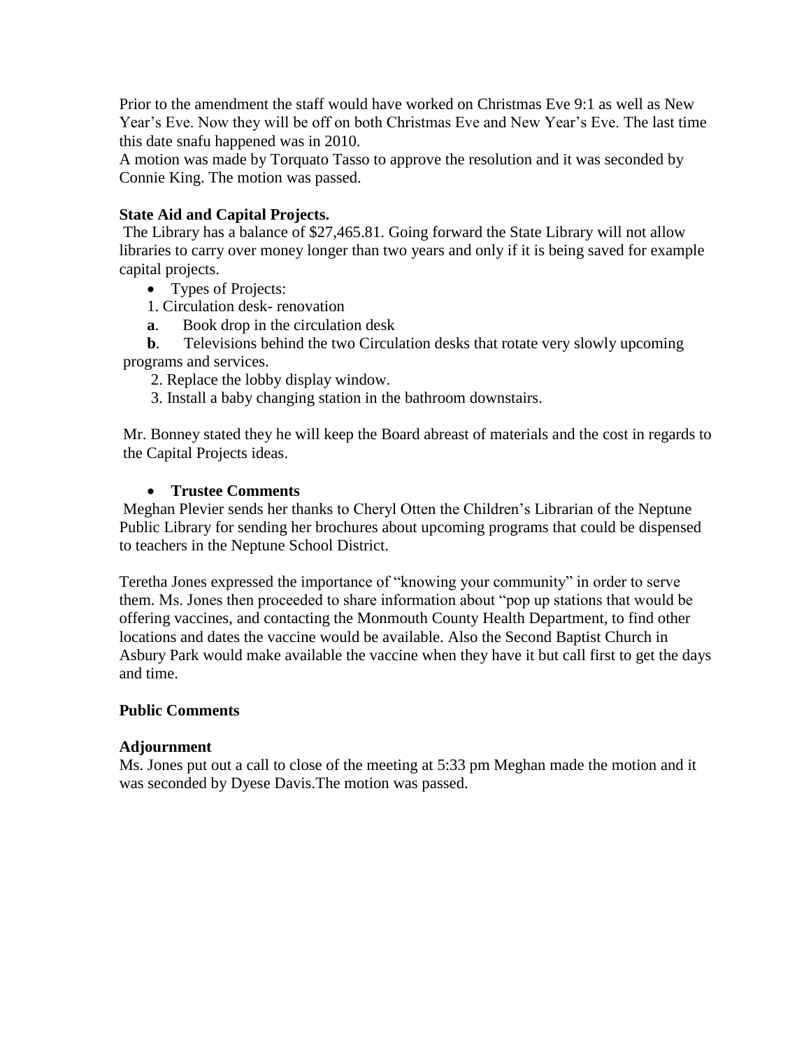Prior to the amendment the staff would have worked on Christmas Eve 9:1 as well as New Year's Eve. Now they will be off on both Christmas Eve and New Year's Eve. The last time this date snafu happened was in 2010.

A motion was made by Torquato Tasso to approve the resolution and it was seconded by Connie King. The motion was passed.

**State Aid and Capital Projects.**

The Library has a balance of $27,465.81. Going forward the State Library will not allow libraries to carry over money longer than two years and only if it is being saved for example capital projects.

- Types of Projects:

1. Circulation desk- renovation
   **a**. Book drop in the circulation desk
   **b**. Televisions behind the two Circulation desks that rotate very slowly upcoming programs and services.
2. Replace the lobby display window.
3. Install a baby changing station in the bathroom downstairs.

Mr. Bonney stated they he will keep the Board abreast of materials and the cost in regards to the Capital Projects ideas.

- **Trustee Comments**

Meghan Plevier sends her thanks to Cheryl Otten the Children's Librarian of the Neptune Public Library for sending her brochures about upcoming programs that could be dispensed to teachers in the Neptune School District.

Teretha Jones expressed the importance of "knowing your community" in order to serve them. Ms. Jones then proceeded to share information about "pop up stations that would be offering vaccines, and contacting the Monmouth County Health Department, to find other locations and dates the vaccine would be available. Also the Second Baptist Church in Asbury Park would make available the vaccine when they have it but call first to get the days and time.

**Public Comments**

**Adjournment**

Ms. Jones put out a call to close of the meeting at 5:33 pm Meghan made the motion and it was seconded by Dyese Davis.The motion was passed.